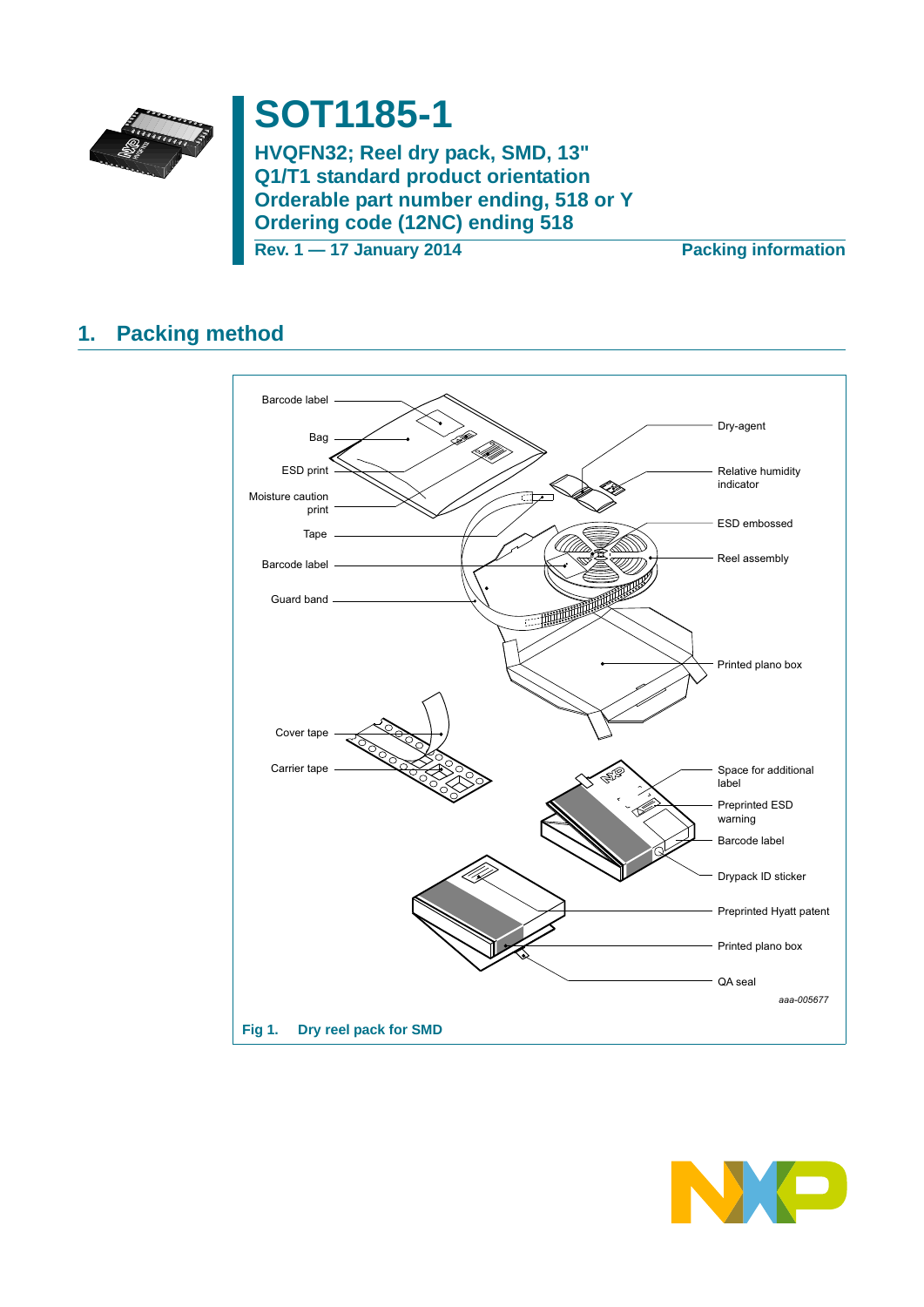# SOT1185-1

## HVQFN32; Reel dry pack, SMD, 13"
## Q1/T1 standard product orientation
## Orderable part number ending, 518 or Y
## Ordering code (12NC) ending 518

Rev. 1 — 17 January 2014

Packing information

## 1. Packing method

Barcode label

Bag

ESD print

Moisture caution print

Tape

Barcode label

Guard band

Dry-agent

Relative humidity indicator

ESD embossed

Reel assembly

Printed plano box

Cover tape

Carrier tape

Space for additional label

Preprinted ESD warning

Barcode label

Drypack ID sticker

Preprinted Hyatt patent

Printed plano box

QA seal

aaa-005677

Fig 1. Dry reel pack for SMD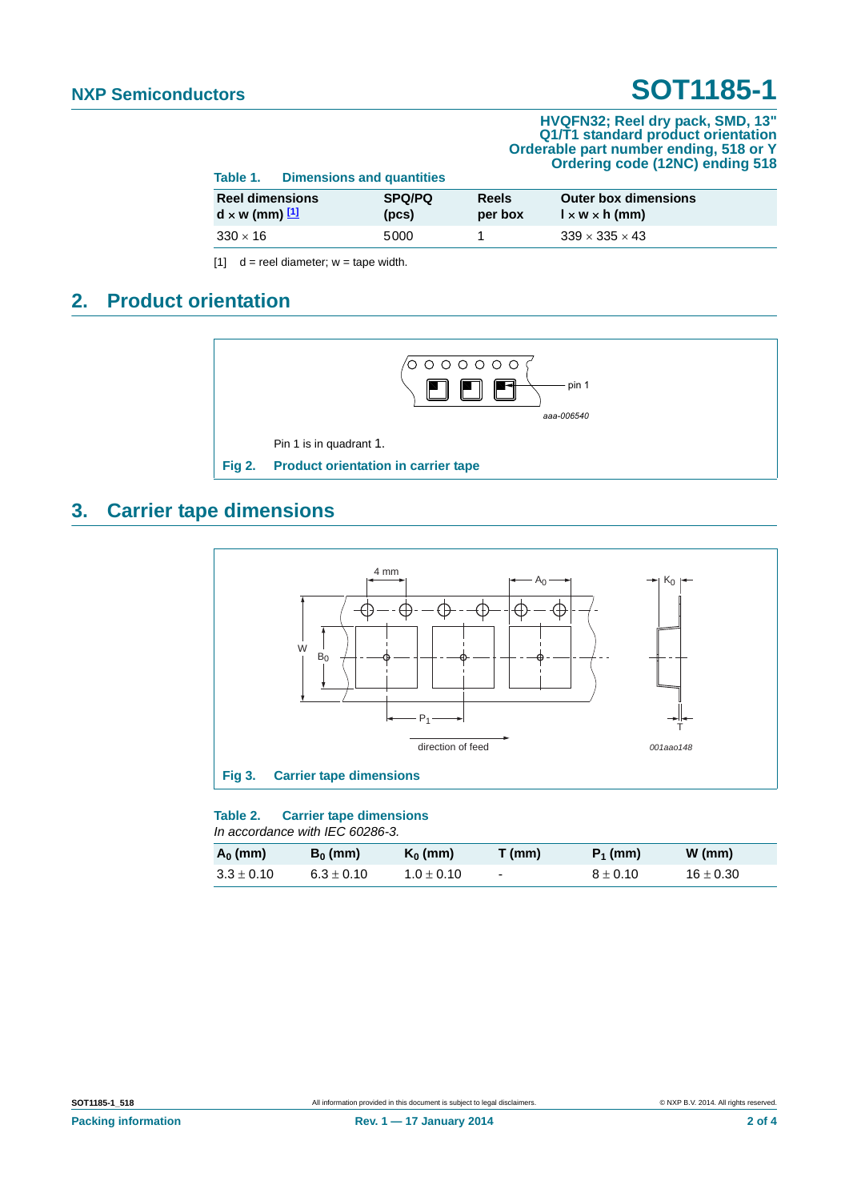**HVQFN32; Reel dry pack, SMD, 13"**
**Q1/T1 standard product orientation**
**Orderable part number ending, 518 or Y**
**Ordering code (12NC) ending 518**

**Table 1. Dimensions and quantities**

| Reel dimensions d × w (mm) [1] | SPQ/PQ (pcs) | Reels per box | Outer box dimensions l × w × h (mm) |
|---|---|---|---|
| 330 × 16 | 5000 | 1 | 339 × 335 × 43 |

[1] d = reel diameter; w = tape width.

## 2. Product orientation

pin 1

aaa-006540

Pin 1 is in quadrant 1.

**Fig 2. Product orientation in carrier tape**

## 3. Carrier tape dimensions

4 mm

$A_0$

$K_0$

W

$B_0$

$P_1$

T

direction of feed

001aao148

**Fig 3. Carrier tape dimensions**

**Table 2. Carrier tape dimensions**

*In accordance with IEC 60286-3.*

| $A_0$ (mm) | $B_0$ (mm) | $K_0$ (mm) | T (mm) | $P_1$ (mm) | W (mm) |
|---|---|---|---|---|---|
| 3.3 ± 0.10 | 6.3 ± 0.10 | 1.0 ± 0.10 | - | 8 ± 0.10 | 16 ± 0.30 |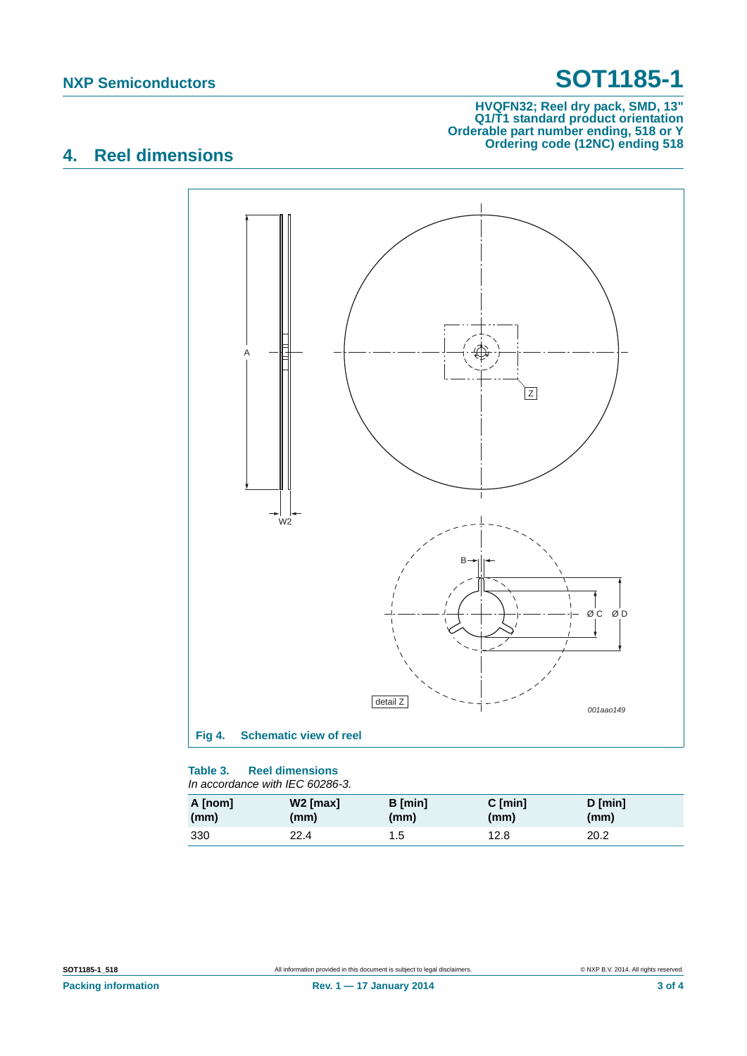## 4. Reel dimensions

A

W2

Z

B

Ø C

Ø D

detail Z

001aao149

**Fig 4. Schematic view of reel**

**Table 3. Reel dimensions**

*In accordance with IEC 60286-3.*

| A [nom] (mm) | W2 [max] (mm) | B [min] (mm) | C [min] (mm) | D [min] (mm) |
|---|---|---|---|---|
| 330 | 22.4 | 1.5 | 12.8 | 20.2 |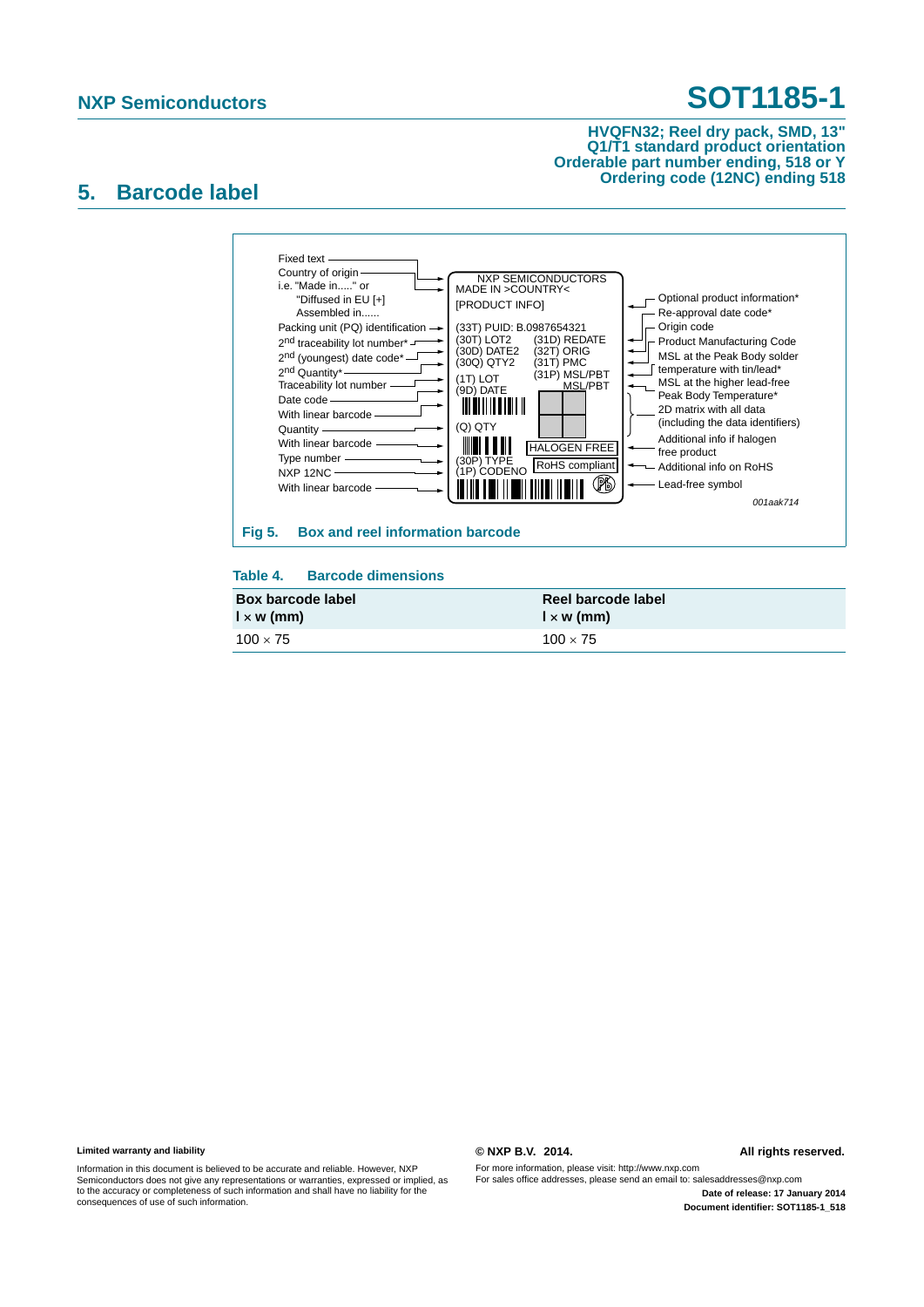## 5. Barcode label

Fixed text
Country of origin
i.e. "Made in....." or
"Diffused in EU [+]
Assembled in......
Packing unit (PQ) identification
2nd traceability lot number*
2nd (youngest) date code*
2nd Quantity*
Traceability lot number
Date code
With linear barcode
Quantity
With linear barcode
Type number
NXP 12NC
With linear barcode

NXP SEMICONDUCTORS
MADE IN >COUNTRY<
[PRODUCT INFO]
(33T) PUID: B.0987654321
(30T) LOT2
(30D) DATE2
(30Q) QTY2
(1T) LOT
(9D) DATE
(31D) REDATE
(32T) ORIG
(31T) PMC
(31P) MSL/PBT
MSL/PBT
(Q) QTY
HALOGEN FREE
(30P) TYPE
(1P) CODENO
RoHS compliant

Optional product information*
Re-approval date code*
Origin code
Product Manufacturing Code
MSL at the Peak Body solder temperature with tin/lead*
MSL at the higher lead-free Peak Body Temperature*
2D matrix with all data (including the data identifiers)
Additional info if halogen free product
Additional info on RoHS
Lead-free symbol

001aak714

**Fig 5. Box and reel information barcode**

**Table 4. Barcode dimensions**

| Box barcode label l × w (mm) | Reel barcode label l × w (mm) |
|---|---|
| 100 × 75 | 100 × 75 |